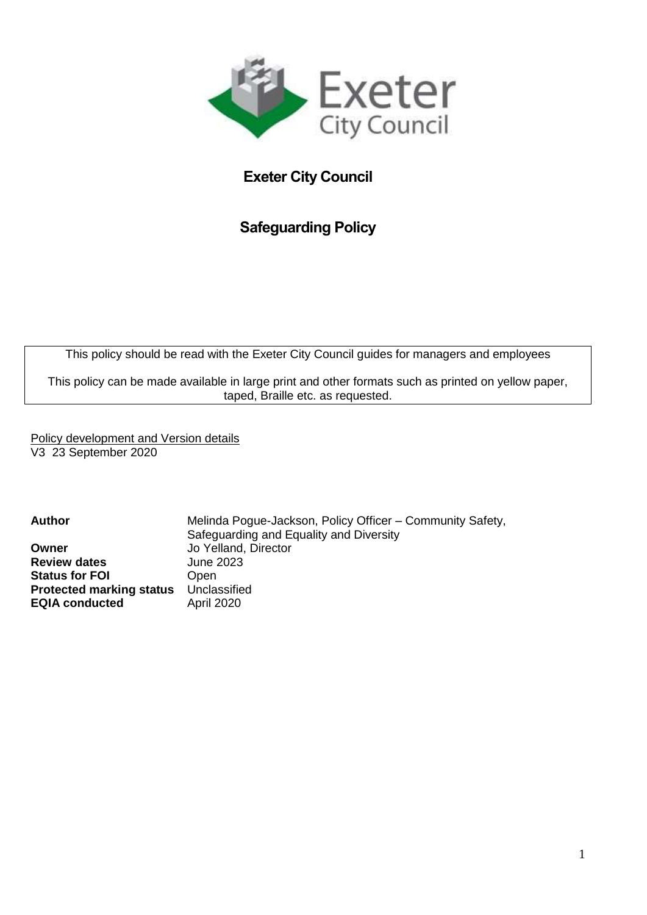# Exeter City Council

## Safeguarding Policy

This policy should be read with the Exeter City Council guides for managers and employees

This policy can be made available in large print and other formats such as printed on yellow paper, taped, Braille etc. as requested.

Policy development and Version details
V3 23 September 2020

| | |
|---|---|
| **Author** | Melinda Pogue-Jackson, Policy Officer – Community Safety, Safeguarding and Equality and Diversity |
| **Owner** | Jo Yelland, Director |
| **Review dates** | June 2023 |
| **Status for FOI** | Open |
| **Protected marking status** | Unclassified |
| **EQIA conducted** | April 2020 |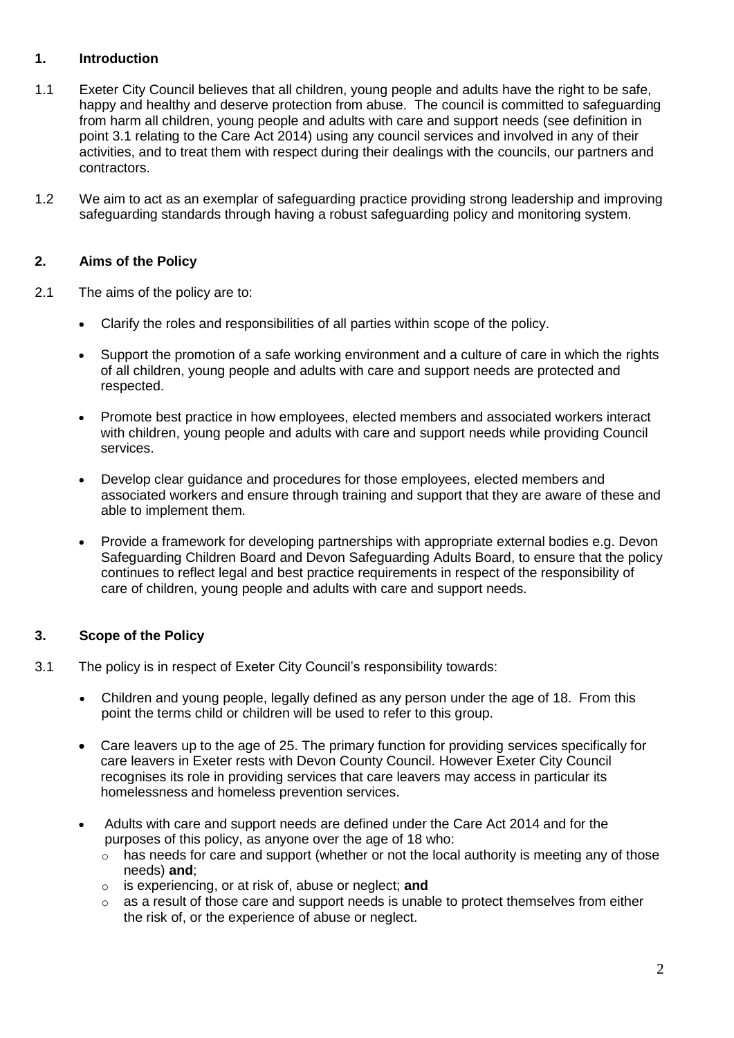## 1. Introduction

1.1 Exeter City Council believes that all children, young people and adults have the right to be safe, happy and healthy and deserve protection from abuse. The council is committed to safeguarding from harm all children, young people and adults with care and support needs (see definition in point 3.1 relating to the Care Act 2014) using any council services and involved in any of their activities, and to treat them with respect during their dealings with the councils, our partners and contractors.

1.2 We aim to act as an exemplar of safeguarding practice providing strong leadership and improving safeguarding standards through having a robust safeguarding policy and monitoring system.

## 2. Aims of the Policy

2.1 The aims of the policy are to:

- Clarify the roles and responsibilities of all parties within scope of the policy.
- Support the promotion of a safe working environment and a culture of care in which the rights of all children, young people and adults with care and support needs are protected and respected.
- Promote best practice in how employees, elected members and associated workers interact with children, young people and adults with care and support needs while providing Council services.
- Develop clear guidance and procedures for those employees, elected members and associated workers and ensure through training and support that they are aware of these and able to implement them.
- Provide a framework for developing partnerships with appropriate external bodies e.g. Devon Safeguarding Children Board and Devon Safeguarding Adults Board, to ensure that the policy continues to reflect legal and best practice requirements in respect of the responsibility of care of children, young people and adults with care and support needs.

## 3. Scope of the Policy

3.1 The policy is in respect of Exeter City Council's responsibility towards:

- Children and young people, legally defined as any person under the age of 18. From this point the terms child or children will be used to refer to this group.
- Care leavers up to the age of 25. The primary function for providing services specifically for care leavers in Exeter rests with Devon County Council. However Exeter City Council recognises its role in providing services that care leavers may access in particular its homelessness and homeless prevention services.
- Adults with care and support needs are defined under the Care Act 2014 and for the purposes of this policy, as anyone over the age of 18 who:
  - has needs for care and support (whether or not the local authority is meeting any of those needs) **and**;
  - is experiencing, or at risk of, abuse or neglect; **and**
  - as a result of those care and support needs is unable to protect themselves from either the risk of, or the experience of abuse or neglect.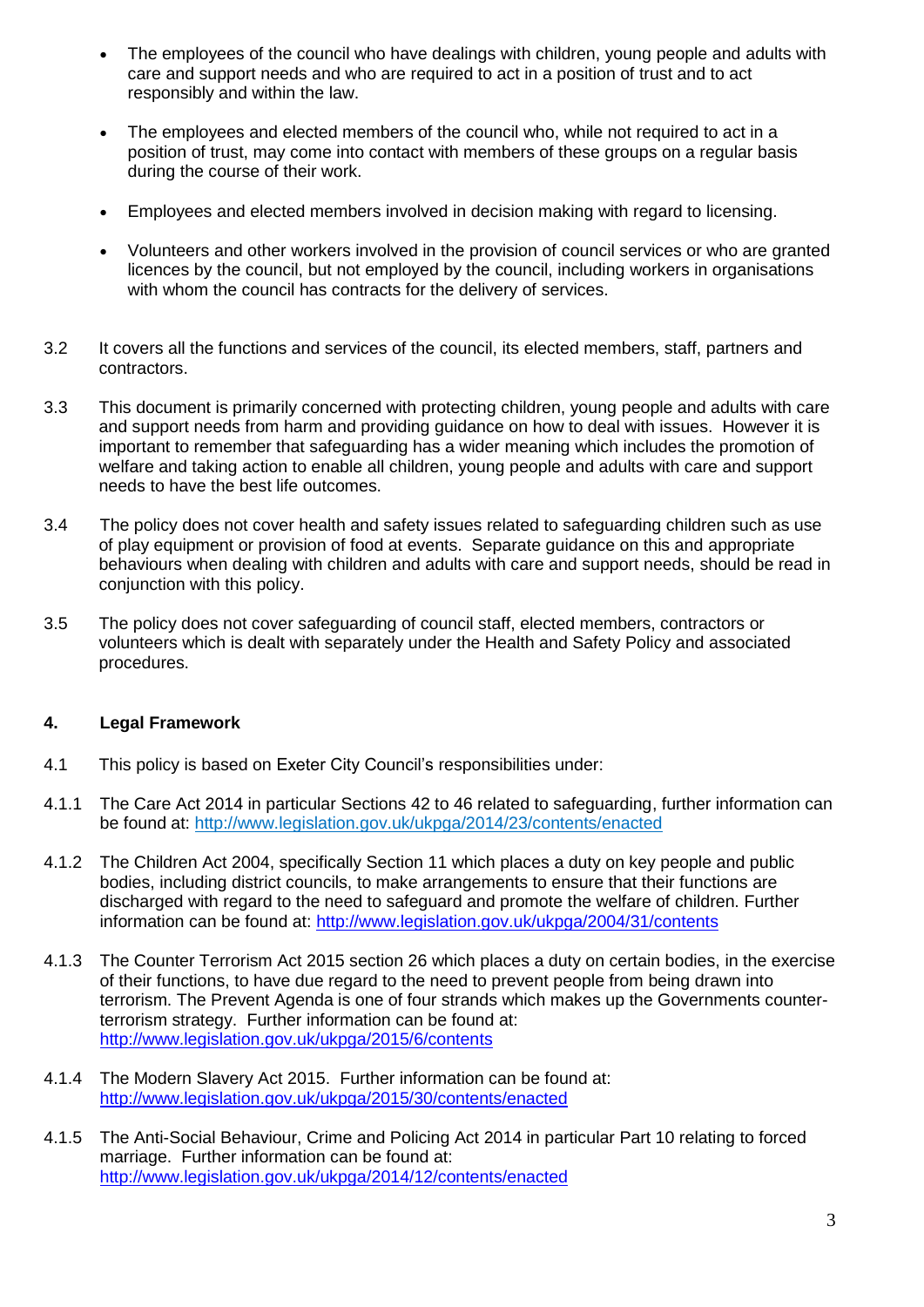- The employees of the council who have dealings with children, young people and adults with care and support needs and who are required to act in a position of trust and to act responsibly and within the law.
- The employees and elected members of the council who, while not required to act in a position of trust, may come into contact with members of these groups on a regular basis during the course of their work.
- Employees and elected members involved in decision making with regard to licensing.
- Volunteers and other workers involved in the provision of council services or who are granted licences by the council, but not employed by the council, including workers in organisations with whom the council has contracts for the delivery of services.

3.2 It covers all the functions and services of the council, its elected members, staff, partners and contractors.

3.3 This document is primarily concerned with protecting children, young people and adults with care and support needs from harm and providing guidance on how to deal with issues. However it is important to remember that safeguarding has a wider meaning which includes the promotion of welfare and taking action to enable all children, young people and adults with care and support needs to have the best life outcomes.

3.4 The policy does not cover health and safety issues related to safeguarding children such as use of play equipment or provision of food at events. Separate guidance on this and appropriate behaviours when dealing with children and adults with care and support needs, should be read in conjunction with this policy.

3.5 The policy does not cover safeguarding of council staff, elected members, contractors or volunteers which is dealt with separately under the Health and Safety Policy and associated procedures.

## 4. Legal Framework

4.1 This policy is based on Exeter City Council's responsibilities under:

4.1.1 The Care Act 2014 in particular Sections 42 to 46 related to safeguarding, further information can be found at: http://www.legislation.gov.uk/ukpga/2014/23/contents/enacted

4.1.2 The Children Act 2004, specifically Section 11 which places a duty on key people and public bodies, including district councils, to make arrangements to ensure that their functions are discharged with regard to the need to safeguard and promote the welfare of children. Further information can be found at: http://www.legislation.gov.uk/ukpga/2004/31/contents

4.1.3 The Counter Terrorism Act 2015 section 26 which places a duty on certain bodies, in the exercise of their functions, to have due regard to the need to prevent people from being drawn into terrorism. The Prevent Agenda is one of four strands which makes up the Governments counter-terrorism strategy. Further information can be found at: http://www.legislation.gov.uk/ukpga/2015/6/contents

4.1.4 The Modern Slavery Act 2015. Further information can be found at: http://www.legislation.gov.uk/ukpga/2015/30/contents/enacted

4.1.5 The Anti-Social Behaviour, Crime and Policing Act 2014 in particular Part 10 relating to forced marriage. Further information can be found at: http://www.legislation.gov.uk/ukpga/2014/12/contents/enacted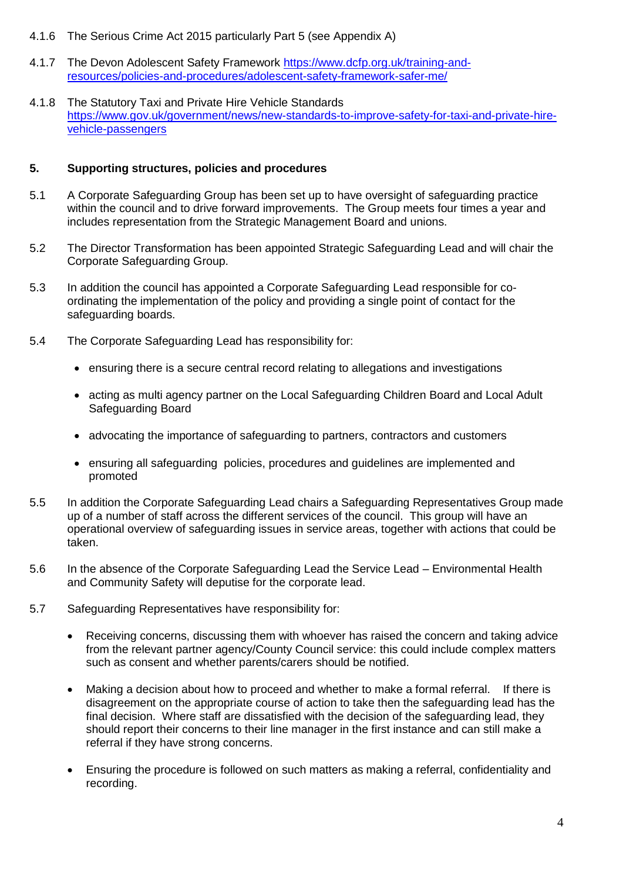4.1.6 The Serious Crime Act 2015 particularly Part 5 (see Appendix A)

4.1.7 The Devon Adolescent Safety Framework [https://www.dcfp.org.uk/training-and-resources/policies-and-procedures/adolescent-safety-framework-safer-me/](https://www.dcfp.org.uk/training-and-resources/policies-and-procedures/adolescent-safety-framework-safer-me/)

4.1.8 The Statutory Taxi and Private Hire Vehicle Standards [https://www.gov.uk/government/news/new-standards-to-improve-safety-for-taxi-and-private-hire-vehicle-passengers](https://www.gov.uk/government/news/new-standards-to-improve-safety-for-taxi-and-private-hire-vehicle-passengers)

## 5. Supporting structures, policies and procedures

5.1 A Corporate Safeguarding Group has been set up to have oversight of safeguarding practice within the council and to drive forward improvements. The Group meets four times a year and includes representation from the Strategic Management Board and unions.

5.2 The Director Transformation has been appointed Strategic Safeguarding Lead and will chair the Corporate Safeguarding Group.

5.3 In addition the council has appointed a Corporate Safeguarding Lead responsible for co-ordinating the implementation of the policy and providing a single point of contact for the safeguarding boards.

5.4 The Corporate Safeguarding Lead has responsibility for:

- ensuring there is a secure central record relating to allegations and investigations
- acting as multi agency partner on the Local Safeguarding Children Board and Local Adult Safeguarding Board
- advocating the importance of safeguarding to partners, contractors and customers
- ensuring all safeguarding policies, procedures and guidelines are implemented and promoted

5.5 In addition the Corporate Safeguarding Lead chairs a Safeguarding Representatives Group made up of a number of staff across the different services of the council. This group will have an operational overview of safeguarding issues in service areas, together with actions that could be taken.

5.6 In the absence of the Corporate Safeguarding Lead the Service Lead – Environmental Health and Community Safety will deputise for the corporate lead.

5.7 Safeguarding Representatives have responsibility for:

- Receiving concerns, discussing them with whoever has raised the concern and taking advice from the relevant partner agency/County Council service: this could include complex matters such as consent and whether parents/carers should be notified.
- Making a decision about how to proceed and whether to make a formal referral. If there is disagreement on the appropriate course of action to take then the safeguarding lead has the final decision. Where staff are dissatisfied with the decision of the safeguarding lead, they should report their concerns to their line manager in the first instance and can still make a referral if they have strong concerns.
- Ensuring the procedure is followed on such matters as making a referral, confidentiality and recording.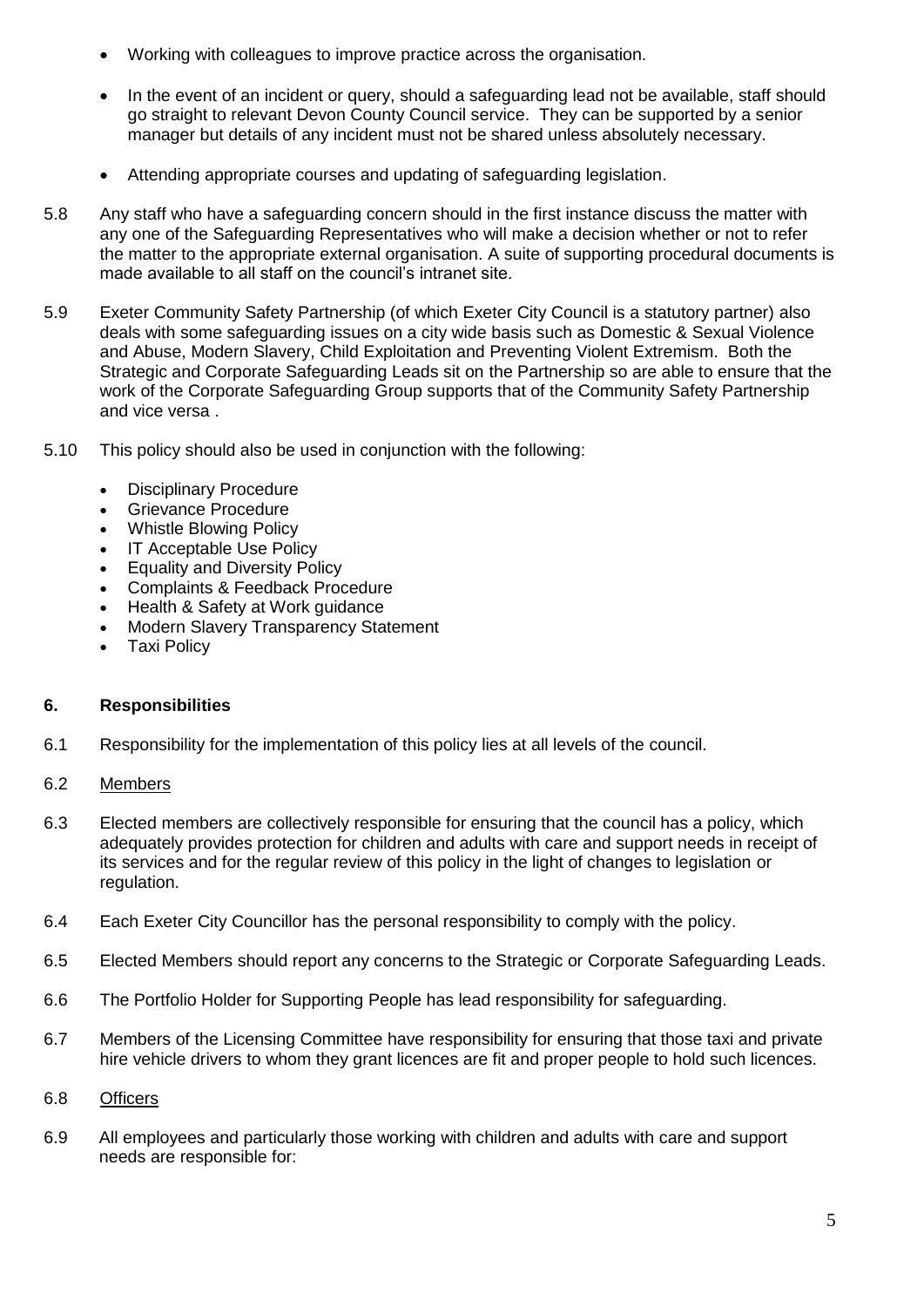- Working with colleagues to improve practice across the organisation.

- In the event of an incident or query, should a safeguarding lead not be available, staff should go straight to relevant Devon County Council service. They can be supported by a senior manager but details of any incident must not be shared unless absolutely necessary.

- Attending appropriate courses and updating of safeguarding legislation.

5.8 Any staff who have a safeguarding concern should in the first instance discuss the matter with any one of the Safeguarding Representatives who will make a decision whether or not to refer the matter to the appropriate external organisation. A suite of supporting procedural documents is made available to all staff on the council's intranet site.

5.9 Exeter Community Safety Partnership (of which Exeter City Council is a statutory partner) also deals with some safeguarding issues on a city wide basis such as Domestic & Sexual Violence and Abuse, Modern Slavery, Child Exploitation and Preventing Violent Extremism. Both the Strategic and Corporate Safeguarding Leads sit on the Partnership so are able to ensure that the work of the Corporate Safeguarding Group supports that of the Community Safety Partnership and vice versa .

5.10 This policy should also be used in conjunction with the following:

- Disciplinary Procedure
- Grievance Procedure
- Whistle Blowing Policy
- IT Acceptable Use Policy
- Equality and Diversity Policy
- Complaints & Feedback Procedure
- Health & Safety at Work guidance
- Modern Slavery Transparency Statement
- Taxi Policy

## 6. Responsibilities

6.1 Responsibility for the implementation of this policy lies at all levels of the council.

6.2 Members

6.3 Elected members are collectively responsible for ensuring that the council has a policy, which adequately provides protection for children and adults with care and support needs in receipt of its services and for the regular review of this policy in the light of changes to legislation or regulation.

6.4 Each Exeter City Councillor has the personal responsibility to comply with the policy.

6.5 Elected Members should report any concerns to the Strategic or Corporate Safeguarding Leads.

6.6 The Portfolio Holder for Supporting People has lead responsibility for safeguarding.

6.7 Members of the Licensing Committee have responsibility for ensuring that those taxi and private hire vehicle drivers to whom they grant licences are fit and proper people to hold such licences.

6.8 Officers

6.9 All employees and particularly those working with children and adults with care and support needs are responsible for: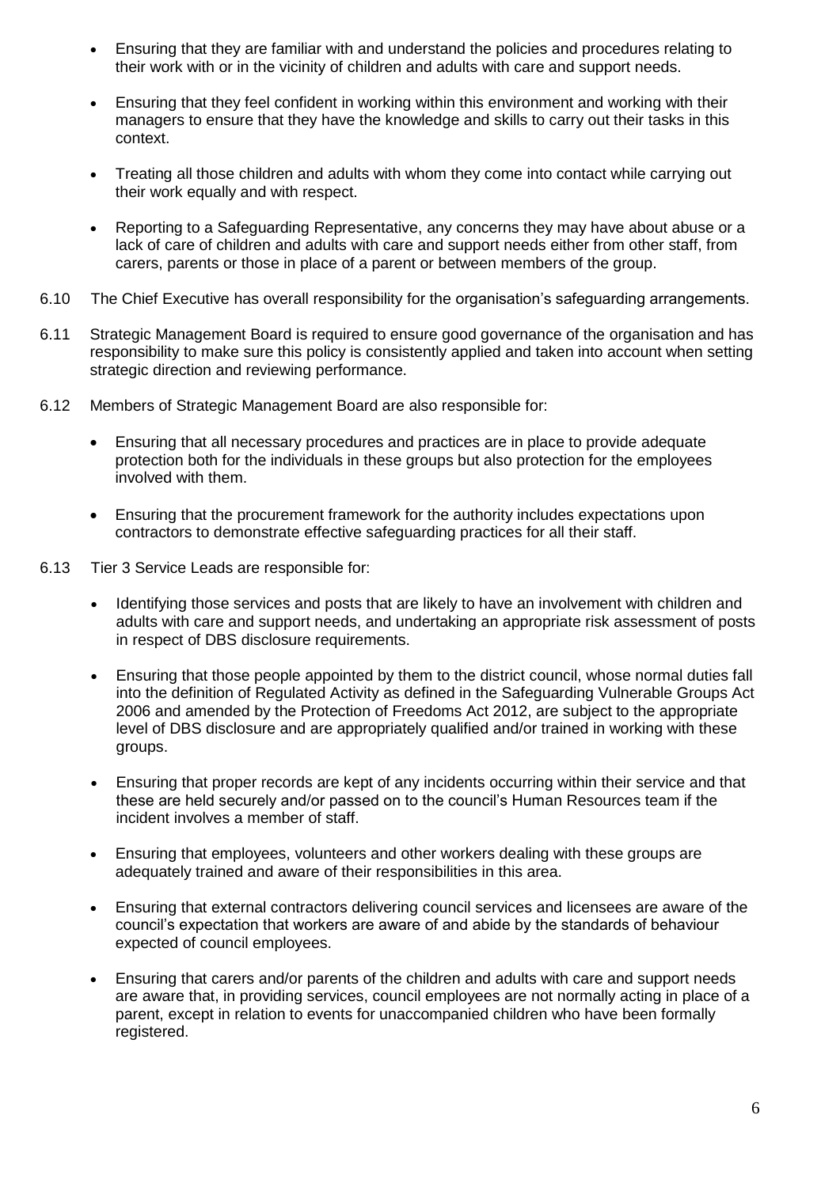- Ensuring that they are familiar with and understand the policies and procedures relating to their work with or in the vicinity of children and adults with care and support needs.

- Ensuring that they feel confident in working within this environment and working with their managers to ensure that they have the knowledge and skills to carry out their tasks in this context.

- Treating all those children and adults with whom they come into contact while carrying out their work equally and with respect.

- Reporting to a Safeguarding Representative, any concerns they may have about abuse or a lack of care of children and adults with care and support needs either from other staff, from carers, parents or those in place of a parent or between members of the group.

6.10 The Chief Executive has overall responsibility for the organisation's safeguarding arrangements.

6.11 Strategic Management Board is required to ensure good governance of the organisation and has responsibility to make sure this policy is consistently applied and taken into account when setting strategic direction and reviewing performance.

6.12 Members of Strategic Management Board are also responsible for:

- Ensuring that all necessary procedures and practices are in place to provide adequate protection both for the individuals in these groups but also protection for the employees involved with them.

- Ensuring that the procurement framework for the authority includes expectations upon contractors to demonstrate effective safeguarding practices for all their staff.

6.13 Tier 3 Service Leads are responsible for:

- Identifying those services and posts that are likely to have an involvement with children and adults with care and support needs, and undertaking an appropriate risk assessment of posts in respect of DBS disclosure requirements.

- Ensuring that those people appointed by them to the district council, whose normal duties fall into the definition of Regulated Activity as defined in the Safeguarding Vulnerable Groups Act 2006 and amended by the Protection of Freedoms Act 2012, are subject to the appropriate level of DBS disclosure and are appropriately qualified and/or trained in working with these groups.

- Ensuring that proper records are kept of any incidents occurring within their service and that these are held securely and/or passed on to the council's Human Resources team if the incident involves a member of staff.

- Ensuring that employees, volunteers and other workers dealing with these groups are adequately trained and aware of their responsibilities in this area.

- Ensuring that external contractors delivering council services and licensees are aware of the council's expectation that workers are aware of and abide by the standards of behaviour expected of council employees.

- Ensuring that carers and/or parents of the children and adults with care and support needs are aware that, in providing services, council employees are not normally acting in place of a parent, except in relation to events for unaccompanied children who have been formally registered.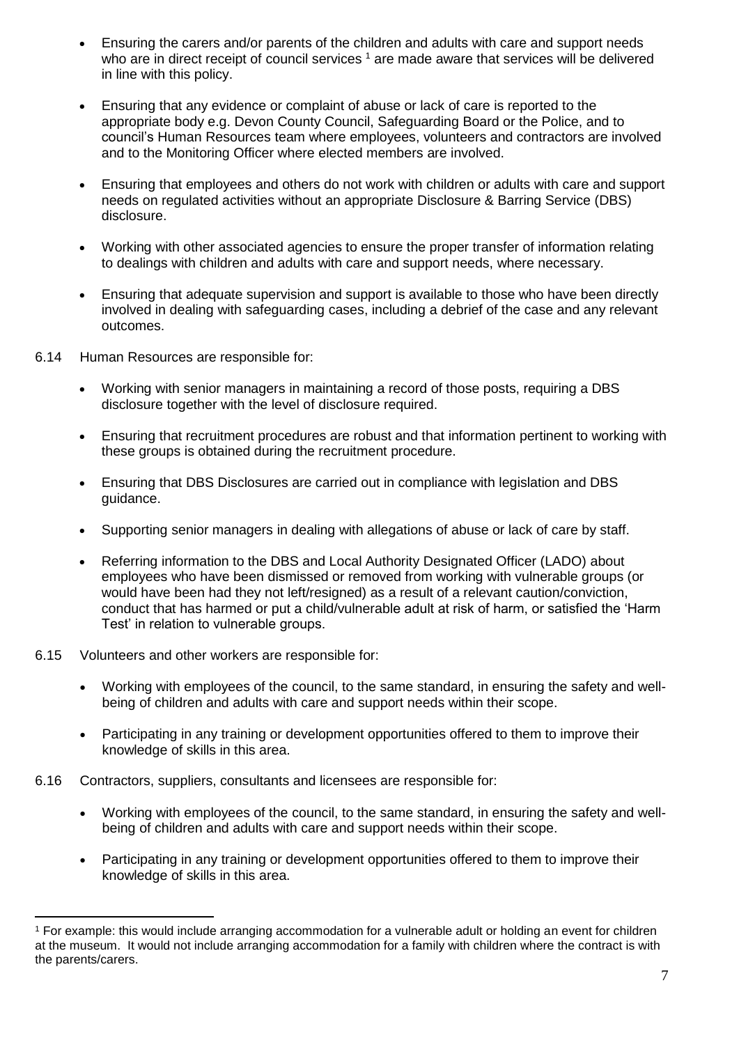- Ensuring the carers and/or parents of the children and adults with care and support needs who are in direct receipt of council services [1] are made aware that services will be delivered in line with this policy.
- Ensuring that any evidence or complaint of abuse or lack of care is reported to the appropriate body e.g. Devon County Council, Safeguarding Board or the Police, and to council's Human Resources team where employees, volunteers and contractors are involved and to the Monitoring Officer where elected members are involved.
- Ensuring that employees and others do not work with children or adults with care and support needs on regulated activities without an appropriate Disclosure & Barring Service (DBS) disclosure.
- Working with other associated agencies to ensure the proper transfer of information relating to dealings with children and adults with care and support needs, where necessary.
- Ensuring that adequate supervision and support is available to those who have been directly involved in dealing with safeguarding cases, including a debrief of the case and any relevant outcomes.

6.14 Human Resources are responsible for:

- Working with senior managers in maintaining a record of those posts, requiring a DBS disclosure together with the level of disclosure required.
- Ensuring that recruitment procedures are robust and that information pertinent to working with these groups is obtained during the recruitment procedure.
- Ensuring that DBS Disclosures are carried out in compliance with legislation and DBS guidance.
- Supporting senior managers in dealing with allegations of abuse or lack of care by staff.
- Referring information to the DBS and Local Authority Designated Officer (LADO) about employees who have been dismissed or removed from working with vulnerable groups (or would have been had they not left/resigned) as a result of a relevant caution/conviction, conduct that has harmed or put a child/vulnerable adult at risk of harm, or satisfied the 'Harm Test' in relation to vulnerable groups.

6.15 Volunteers and other workers are responsible for:

- Working with employees of the council, to the same standard, in ensuring the safety and well-being of children and adults with care and support needs within their scope.
- Participating in any training or development opportunities offered to them to improve their knowledge of skills in this area.

6.16 Contractors, suppliers, consultants and licensees are responsible for:

- Working with employees of the council, to the same standard, in ensuring the safety and well-being of children and adults with care and support needs within their scope.
- Participating in any training or development opportunities offered to them to improve their knowledge of skills in this area.

---

[1] For example: this would include arranging accommodation for a vulnerable adult or holding an event for children at the museum. It would not include arranging accommodation for a family with children where the contract is with the parents/carers.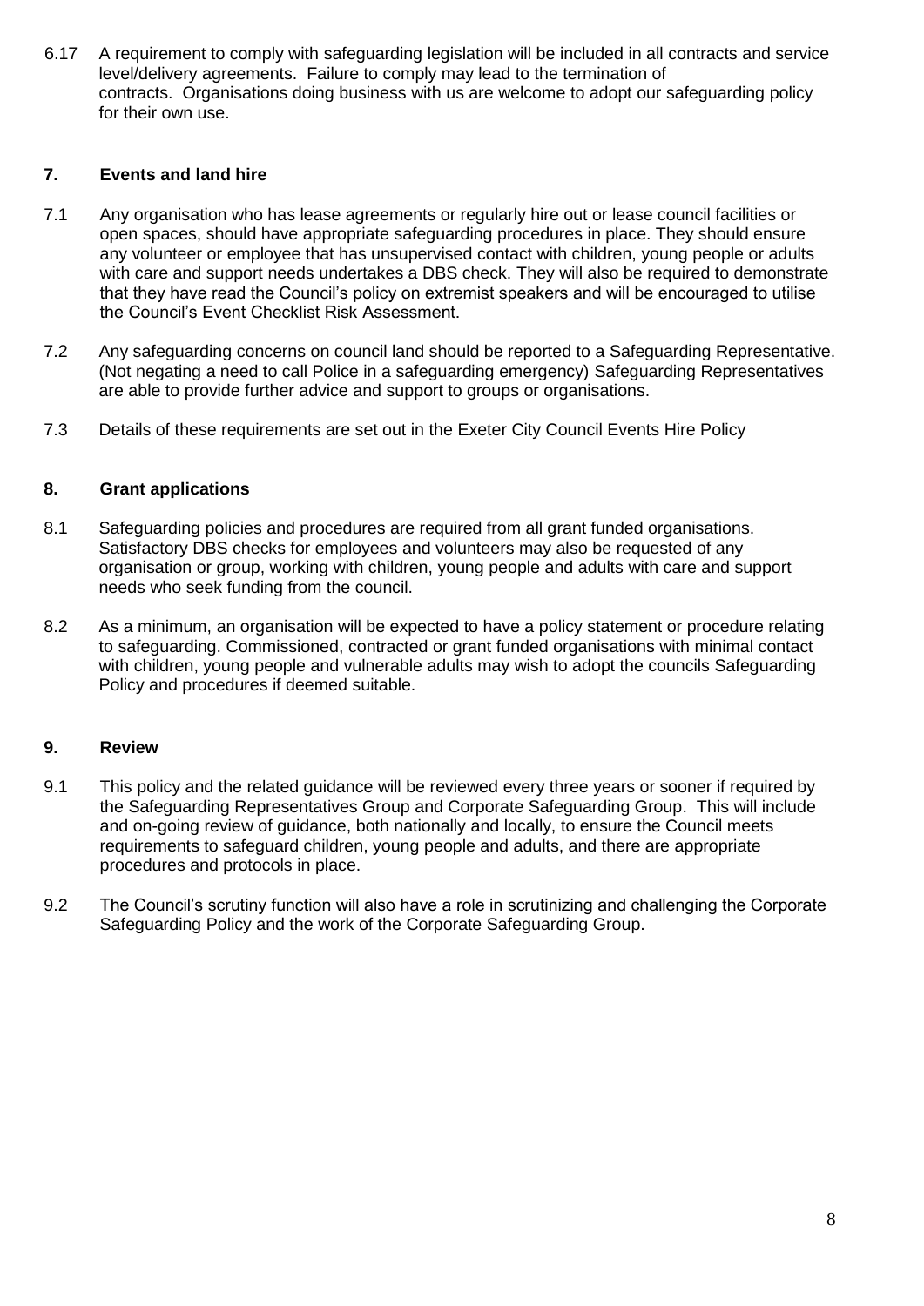6.17 A requirement to comply with safeguarding legislation will be included in all contracts and service level/delivery agreements. Failure to comply may lead to the termination of contracts. Organisations doing business with us are welcome to adopt our safeguarding policy for their own use.

## 7. Events and land hire

7.1 Any organisation who has lease agreements or regularly hire out or lease council facilities or open spaces, should have appropriate safeguarding procedures in place. They should ensure any volunteer or employee that has unsupervised contact with children, young people or adults with care and support needs undertakes a DBS check. They will also be required to demonstrate that they have read the Council's policy on extremist speakers and will be encouraged to utilise the Council's Event Checklist Risk Assessment.

7.2 Any safeguarding concerns on council land should be reported to a Safeguarding Representative. (Not negating a need to call Police in a safeguarding emergency) Safeguarding Representatives are able to provide further advice and support to groups or organisations.

7.3 Details of these requirements are set out in the Exeter City Council Events Hire Policy

## 8. Grant applications

8.1 Safeguarding policies and procedures are required from all grant funded organisations. Satisfactory DBS checks for employees and volunteers may also be requested of any organisation or group, working with children, young people and adults with care and support needs who seek funding from the council.

8.2 As a minimum, an organisation will be expected to have a policy statement or procedure relating to safeguarding. Commissioned, contracted or grant funded organisations with minimal contact with children, young people and vulnerable adults may wish to adopt the councils Safeguarding Policy and procedures if deemed suitable.

## 9. Review

9.1 This policy and the related guidance will be reviewed every three years or sooner if required by the Safeguarding Representatives Group and Corporate Safeguarding Group. This will include and on-going review of guidance, both nationally and locally, to ensure the Council meets requirements to safeguard children, young people and adults, and there are appropriate procedures and protocols in place.

9.2 The Council's scrutiny function will also have a role in scrutinizing and challenging the Corporate Safeguarding Policy and the work of the Corporate Safeguarding Group.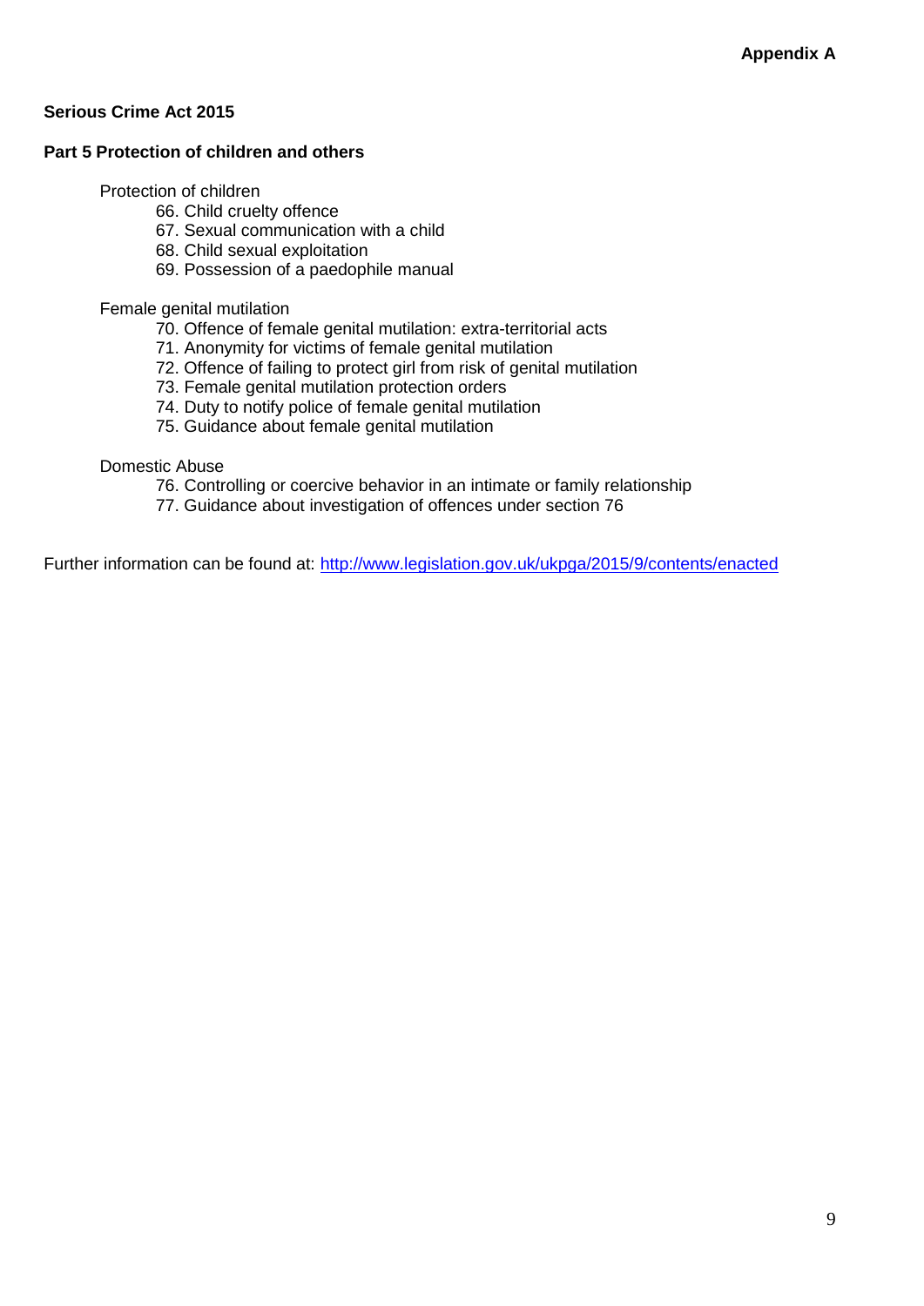**Appendix A**

## Serious Crime Act 2015

### Part 5 Protection of children and others

Protection of children

- 66. Child cruelty offence
- 67. Sexual communication with a child
- 68. Child sexual exploitation
- 69. Possession of a paedophile manual

Female genital mutilation

- 70. Offence of female genital mutilation: extra-territorial acts
- 71. Anonymity for victims of female genital mutilation
- 72. Offence of failing to protect girl from risk of genital mutilation
- 73. Female genital mutilation protection orders
- 74. Duty to notify police of female genital mutilation
- 75. Guidance about female genital mutilation

Domestic Abuse

- 76. Controlling or coercive behavior in an intimate or family relationship
- 77. Guidance about investigation of offences under section 76

Further information can be found at: [http://www.legislation.gov.uk/ukpga/2015/9/contents/enacted](http://www.legislation.gov.uk/ukpga/2015/9/contents/enacted)